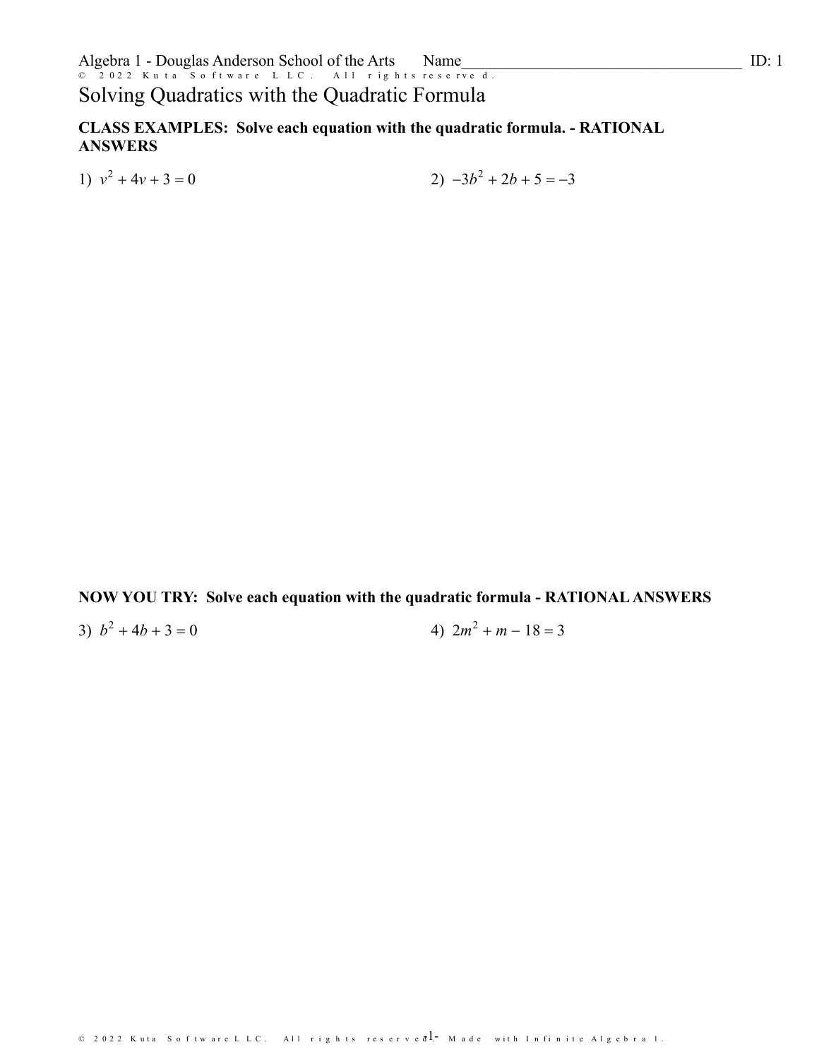Algebra 1 - Douglas Anderson School of the Arts Name____________________ ID: 1

# Solving Quadratics with the Quadratic Formula

**CLASS EXAMPLES: Solve each equation with the quadratic formula. - RATIONAL ANSWERS**

1) $v^2 + 4v + 3 = 0$

2) $-3b^2 + 2b + 5 = -3$

**NOW YOU TRY: Solve each equation with the quadratic formula - RATIONAL ANSWERS**

3) $b^2 + 4b + 3 = 0$

4) $2m^2 + m - 18 = 3$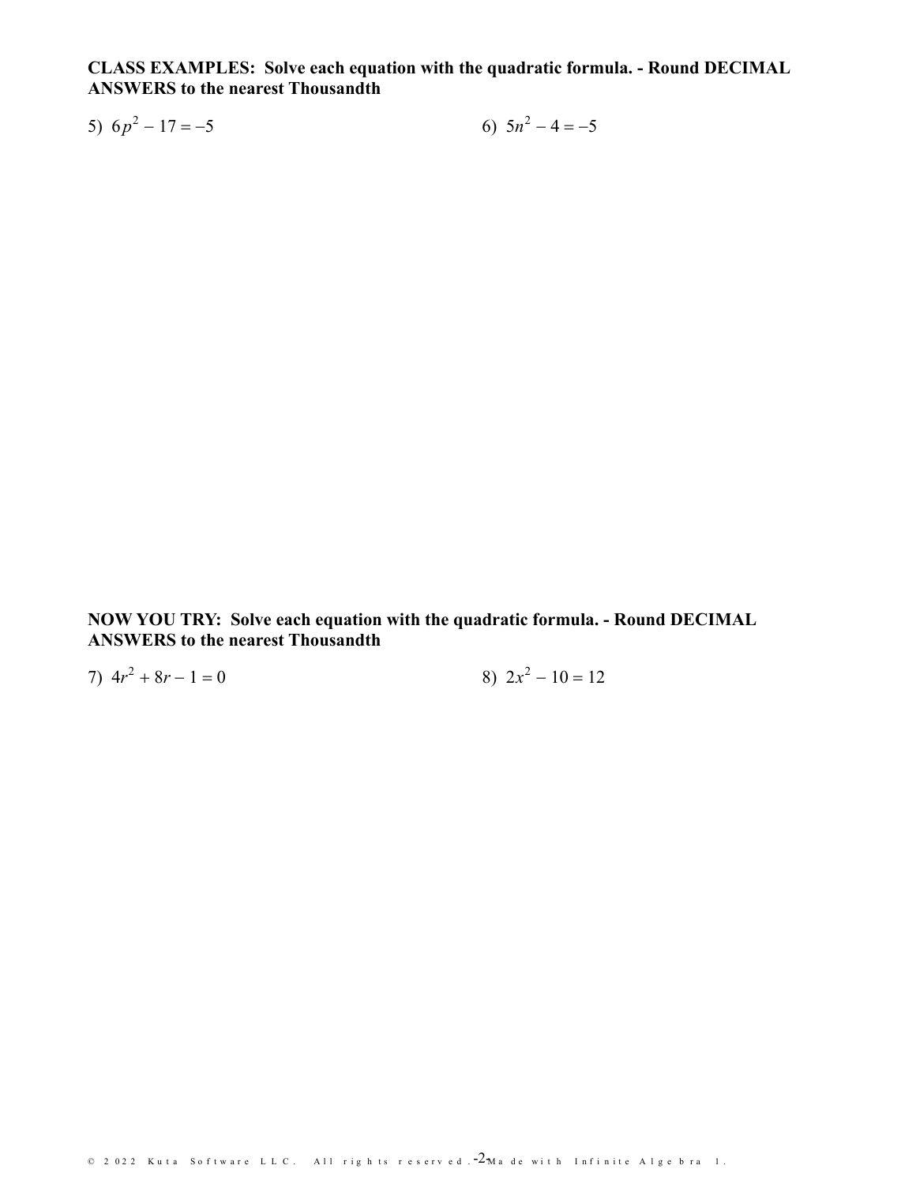**CLASS EXAMPLES: Solve each equation with the quadratic formula. - Round DECIMAL ANSWERS to the nearest Thousandth**

5) $6p^2 - 17 = -5$

6) $5n^2 - 4 = -5$

**NOW YOU TRY: Solve each equation with the quadratic formula. - Round DECIMAL ANSWERS to the nearest Thousandth**

7) $4r^2 + 8r - 1 = 0$

8) $2x^2 - 10 = 12$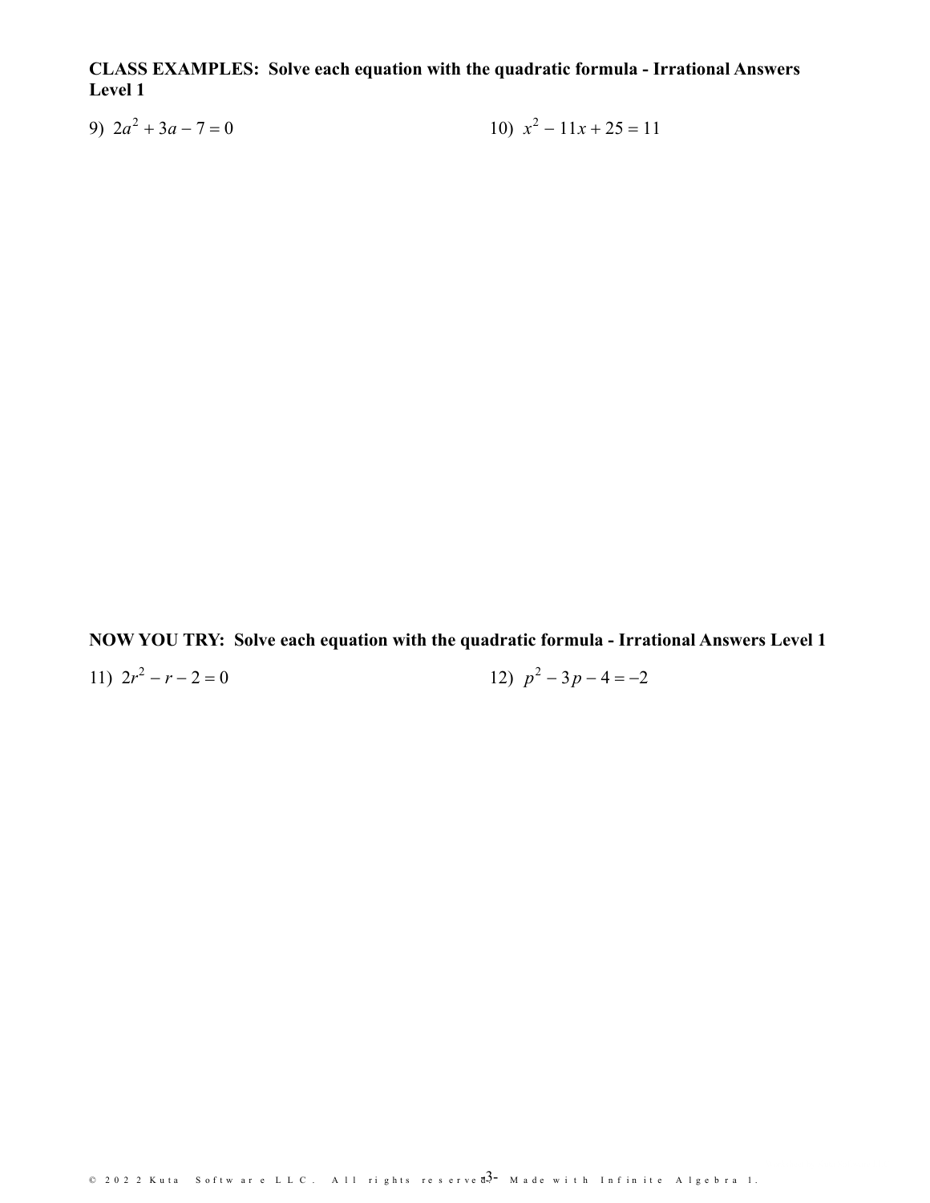**CLASS EXAMPLES: Solve each equation with the quadratic formula - Irrational Answers Level 1**

9) $2a^2 + 3a - 7 = 0$

10) $x^2 - 11x + 25 = 11$

**NOW YOU TRY: Solve each equation with the quadratic formula - Irrational Answers Level 1**

11) $2r^2 - r - 2 = 0$

12) $p^2 - 3p - 4 = -2$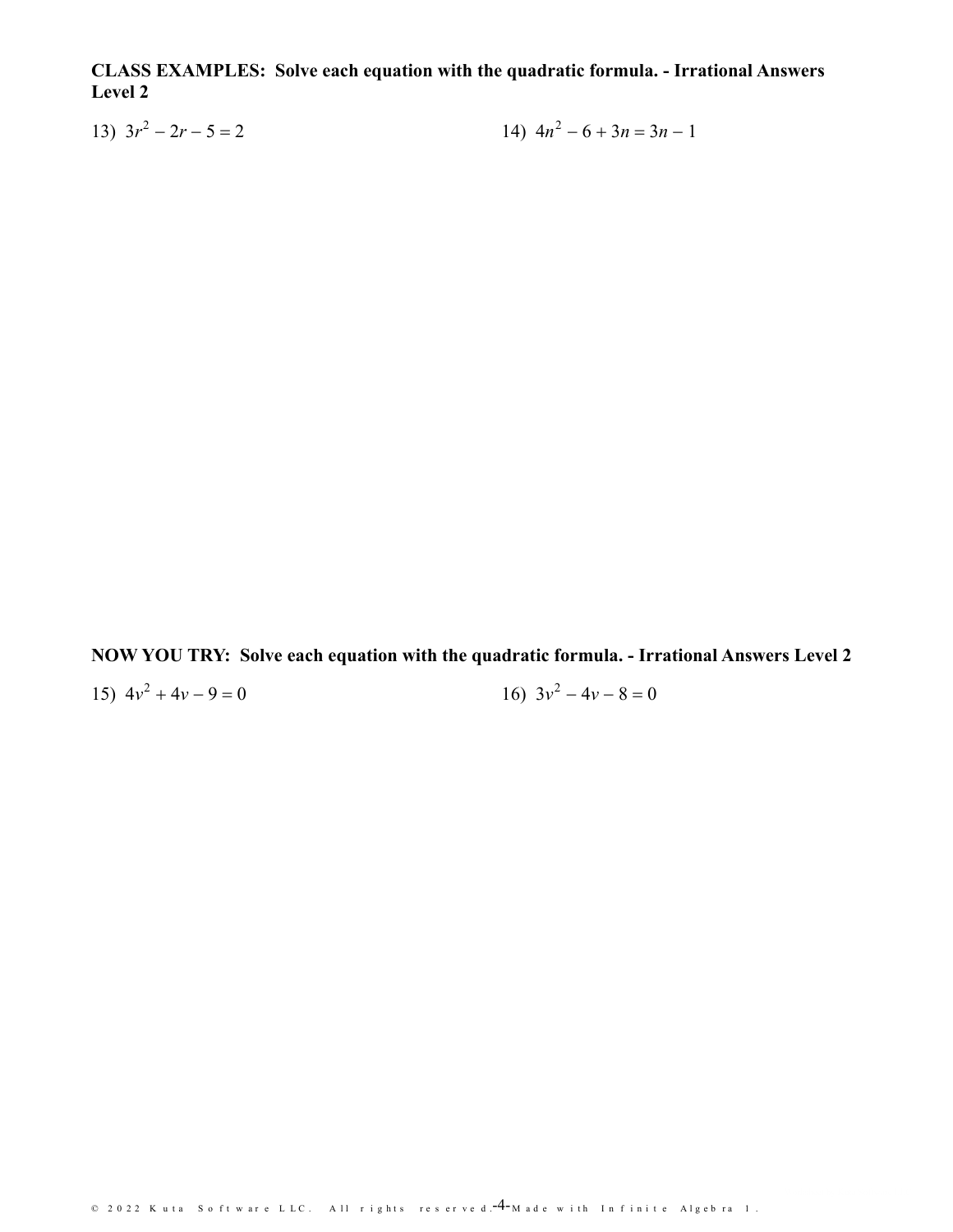**CLASS EXAMPLES: Solve each equation with the quadratic formula. - Irrational Answers Level 2**

13) $3r^2 - 2r - 5 = 2$

14) $4n^2 - 6 + 3n = 3n - 1$

**NOW YOU TRY: Solve each equation with the quadratic formula. - Irrational Answers Level 2**

15) $4v^2 + 4v - 9 = 0$

16) $3v^2 - 4v - 8 = 0$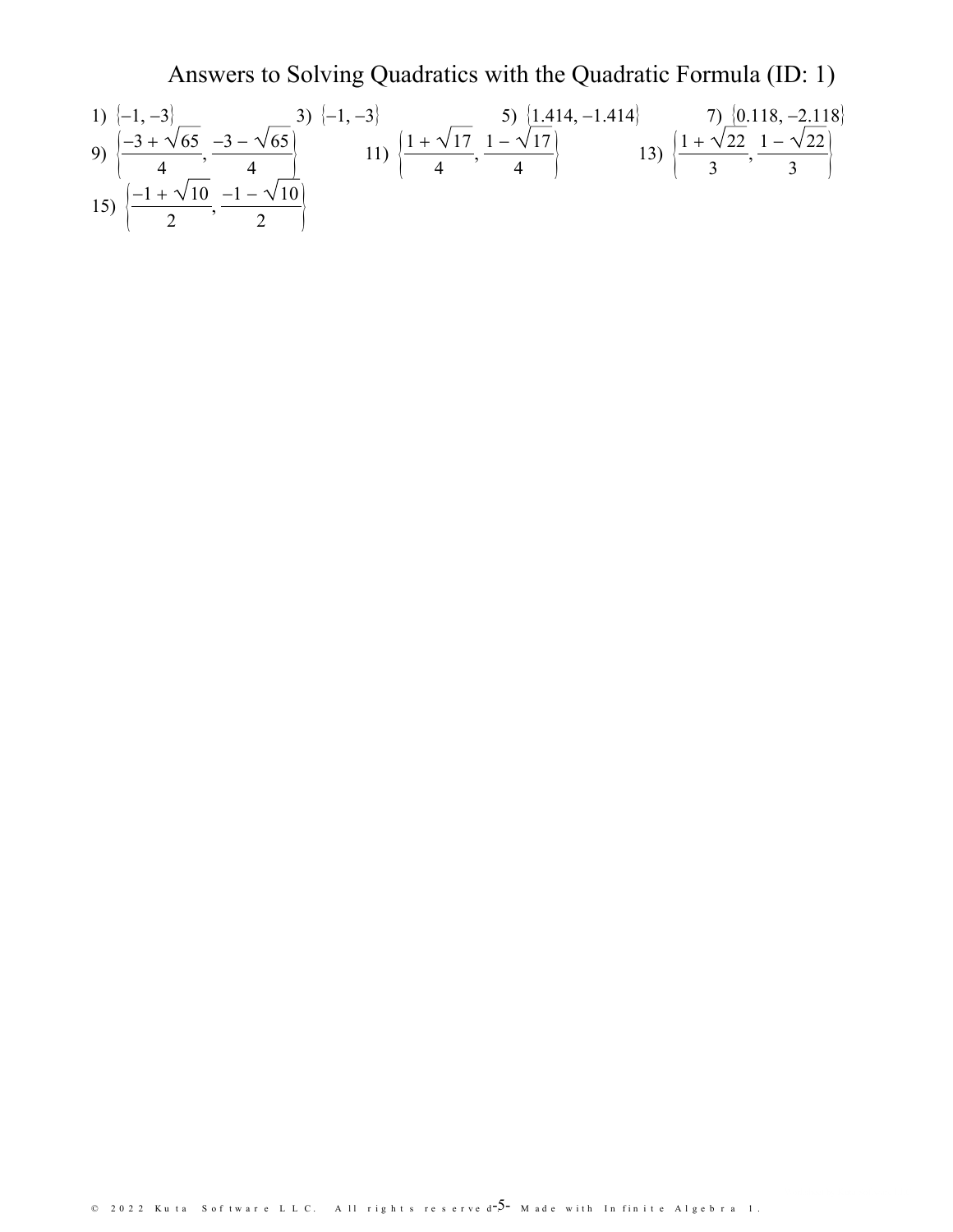# Answers to Solving Quadratics with the Quadratic Formula (ID: 1)

1) $\{-1, -3\}$

3) $\{-1, -3\}$

5) $\{1.414, -1.414\}$

7) $\{0.118, -2.118\}$

9) $\left\{\frac{-3 + \sqrt{65}}{4}, \frac{-3 - \sqrt{65}}{4}\right\}$

11) $\left\{\frac{1 + \sqrt{17}}{4}, \frac{1 - \sqrt{17}}{4}\right\}$

13) $\left\{\frac{1 + \sqrt{22}}{3}, \frac{1 - \sqrt{22}}{3}\right\}$

15) $\left\{\frac{-1 + \sqrt{10}}{2}, \frac{-1 - \sqrt{10}}{2}\right\}$